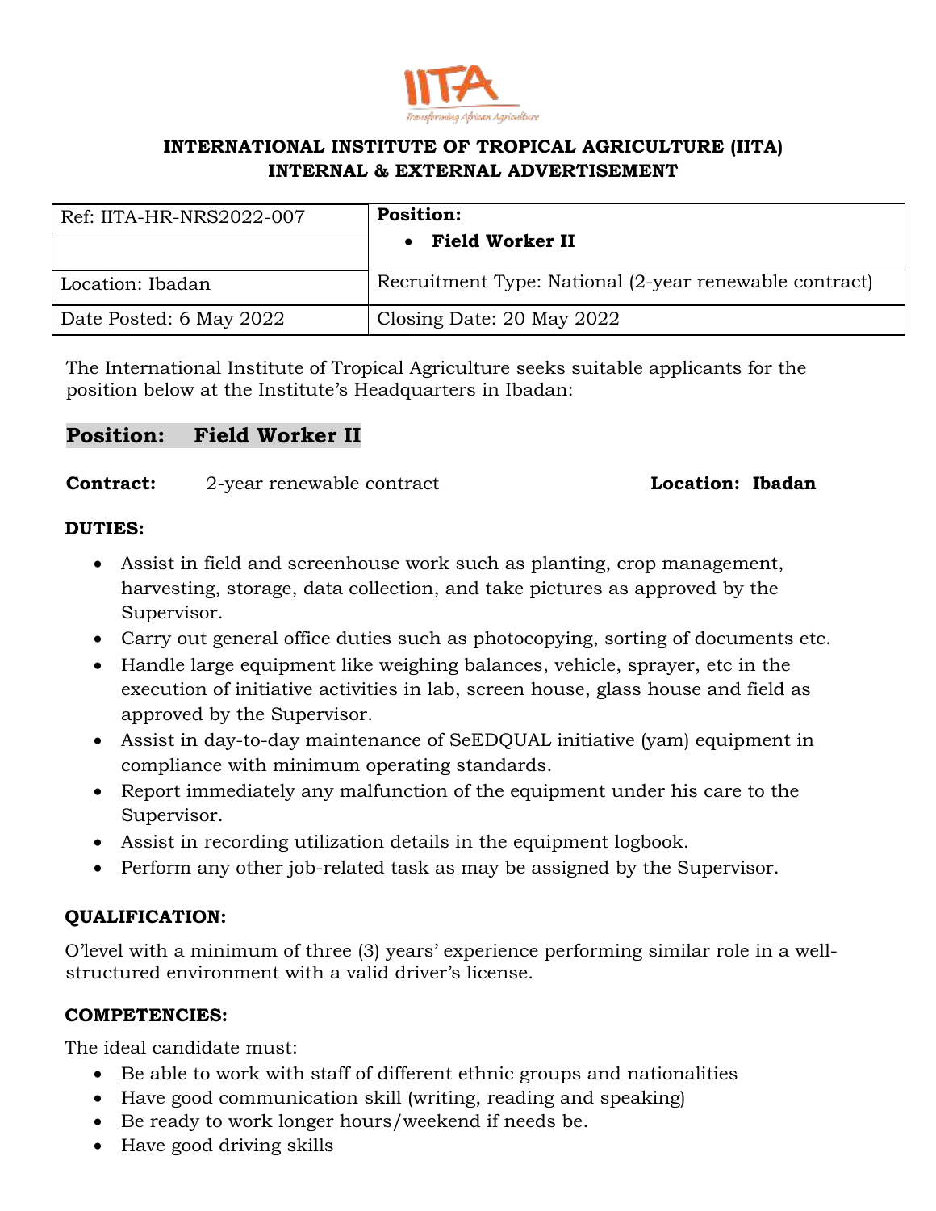**INTERNATIONAL INSTITUTE OF TROPICAL AGRICULTURE (IITA)**
**INTERNAL & EXTERNAL ADVERTISEMENT**

| Ref: IITA-HR-NRS2022-007 | **Position:** <br> • **Field Worker II** |
|---|---|
| Location: Ibadan | Recruitment Type: National (2-year renewable contract) |
| Date Posted: 6 May 2022 | Closing Date: 20 May 2022 |

The International Institute of Tropical Agriculture seeks suitable applicants for the position below at the Institute's Headquarters in Ibadan:

## Position: Field Worker II

**Contract:** 2-year renewable contract **Location: Ibadan**

**DUTIES:**

- Assist in field and screenhouse work such as planting, crop management, harvesting, storage, data collection, and take pictures as approved by the Supervisor.
- Carry out general office duties such as photocopying, sorting of documents etc.
- Handle large equipment like weighing balances, vehicle, sprayer, etc in the execution of initiative activities in lab, screen house, glass house and field as approved by the Supervisor.
- Assist in day-to-day maintenance of SeEDQUAL initiative (yam) equipment in compliance with minimum operating standards.
- Report immediately any malfunction of the equipment under his care to the Supervisor.
- Assist in recording utilization details in the equipment logbook.
- Perform any other job-related task as may be assigned by the Supervisor.

**QUALIFICATION:**

O'level with a minimum of three (3) years' experience performing similar role in a well-structured environment with a valid driver's license.

**COMPETENCIES:**

The ideal candidate must:

- Be able to work with staff of different ethnic groups and nationalities
- Have good communication skill (writing, reading and speaking)
- Be ready to work longer hours/weekend if needs be.
- Have good driving skills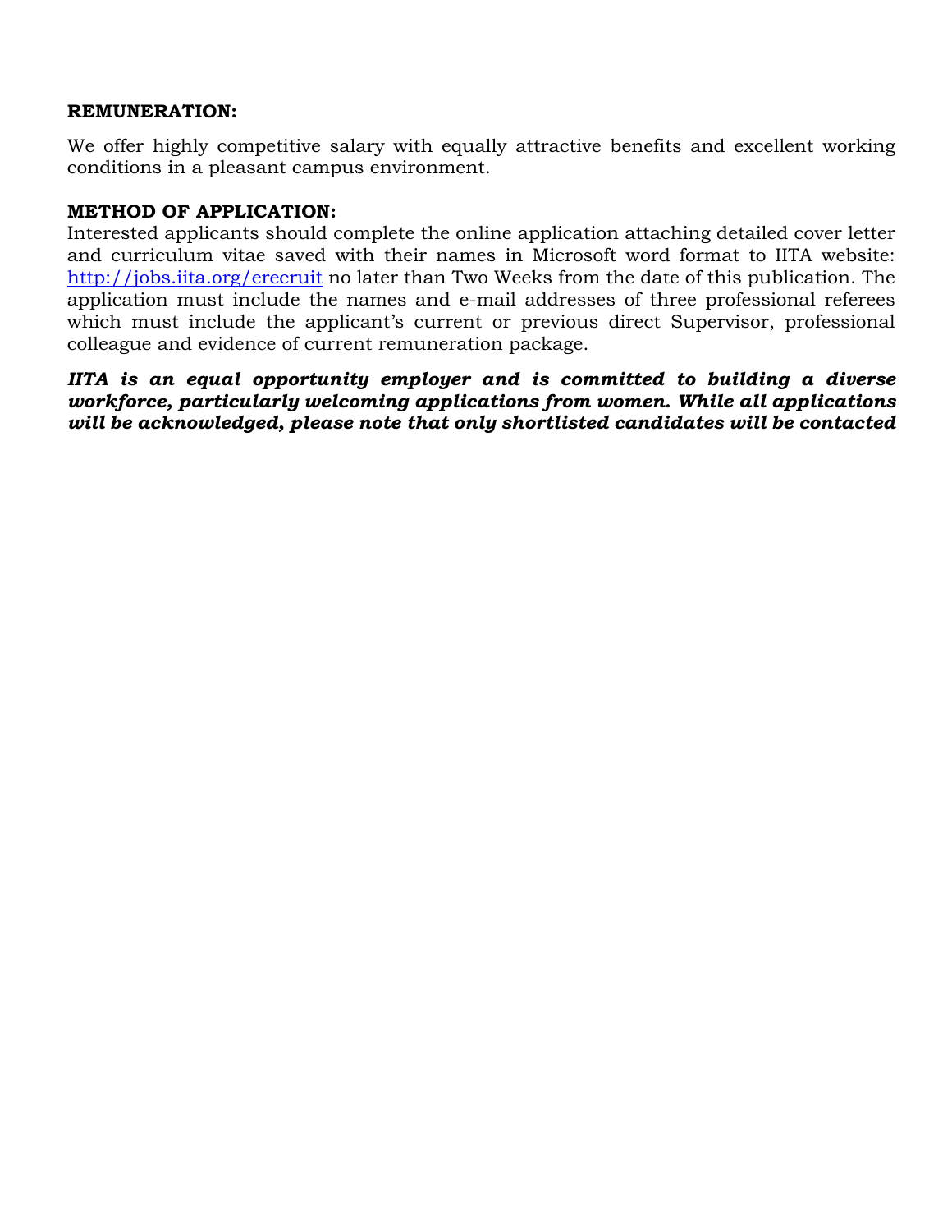**REMUNERATION:**

We offer highly competitive salary with equally attractive benefits and excellent working conditions in a pleasant campus environment.

**METHOD OF APPLICATION:**

Interested applicants should complete the online application attaching detailed cover letter and curriculum vitae saved with their names in Microsoft word format to IITA website: [http://jobs.iita.org/erecruit](http://jobs.iita.org/erecruit) no later than Two Weeks from the date of this publication. The application must include the names and e-mail addresses of three professional referees which must include the applicant's current or previous direct Supervisor, professional colleague and evidence of current remuneration package.

***IITA is an equal opportunity employer and is committed to building a diverse workforce, particularly welcoming applications from women. While all applications will be acknowledged, please note that only shortlisted candidates will be contacted***